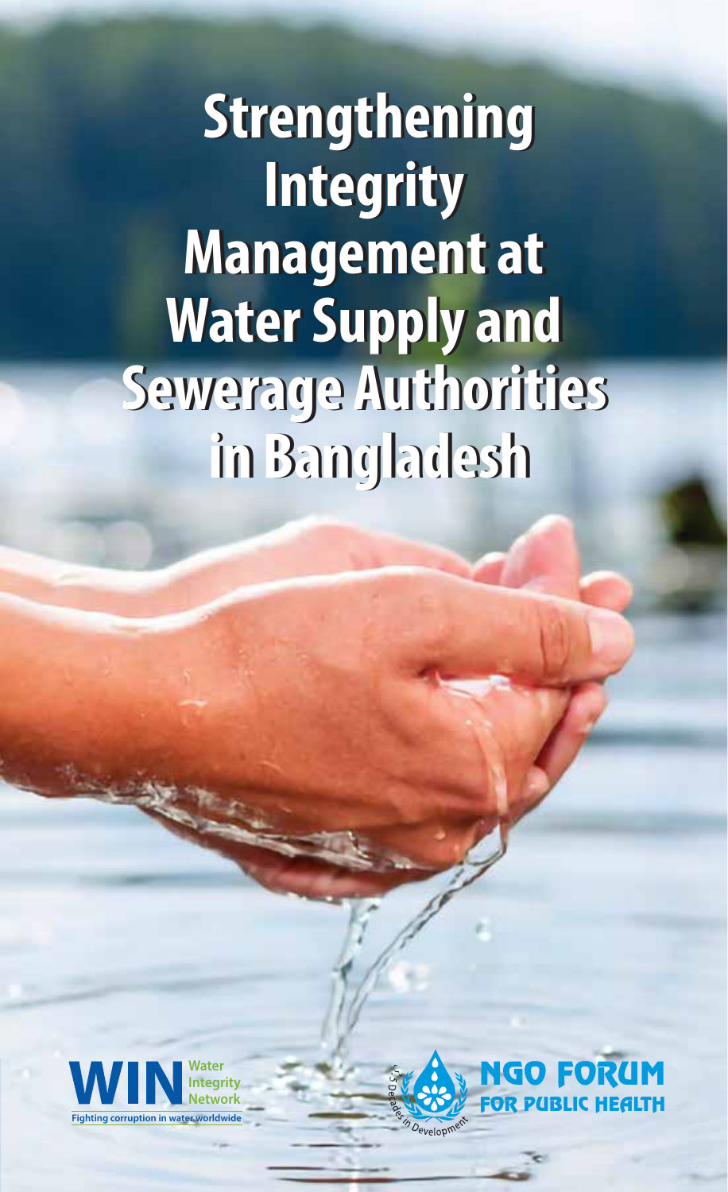# Strengthening Integrity Management at Water Supply and Sewerage Authorities in Bangladesh

WIN Water Integrity Network

Fighting corruption in water worldwide

25 Decades in Development

NGO FORUM FOR PUBLIC HEALTH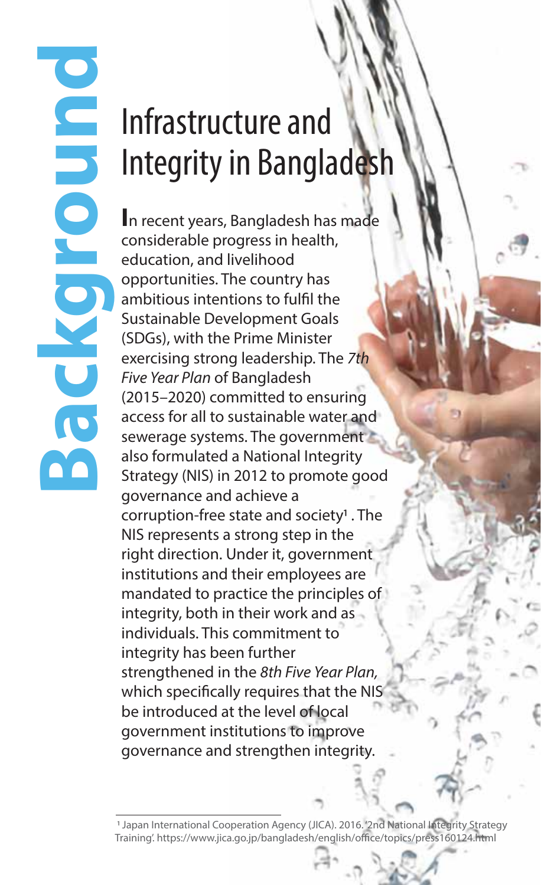# Background

## Infrastructure and Integrity in Bangladesh

In recent years, Bangladesh has made considerable progress in health, education, and livelihood opportunities. The country has ambitious intentions to fulfil the Sustainable Development Goals (SDGs), with the Prime Minister exercising strong leadership. The *7th Five Year Plan* of Bangladesh (2015–2020) committed to ensuring access for all to sustainable water and sewerage systems. The government also formulated a National Integrity Strategy (NIS) in 2012 to promote good governance and achieve a corruption-free state and society[1] . The NIS represents a strong step in the right direction. Under it, government institutions and their employees are mandated to practice the principles of integrity, both in their work and as individuals. This commitment to integrity has been further strengthened in the *8th Five Year Plan,* which specifically requires that the NIS be introduced at the level of local government institutions to improve governance and strengthen integrity.

[1] Japan International Cooperation Agency (JICA). 2016. '2nd National Integrity Strategy Training'. https://www.jica.go.jp/bangladesh/english/office/topics/press160124.html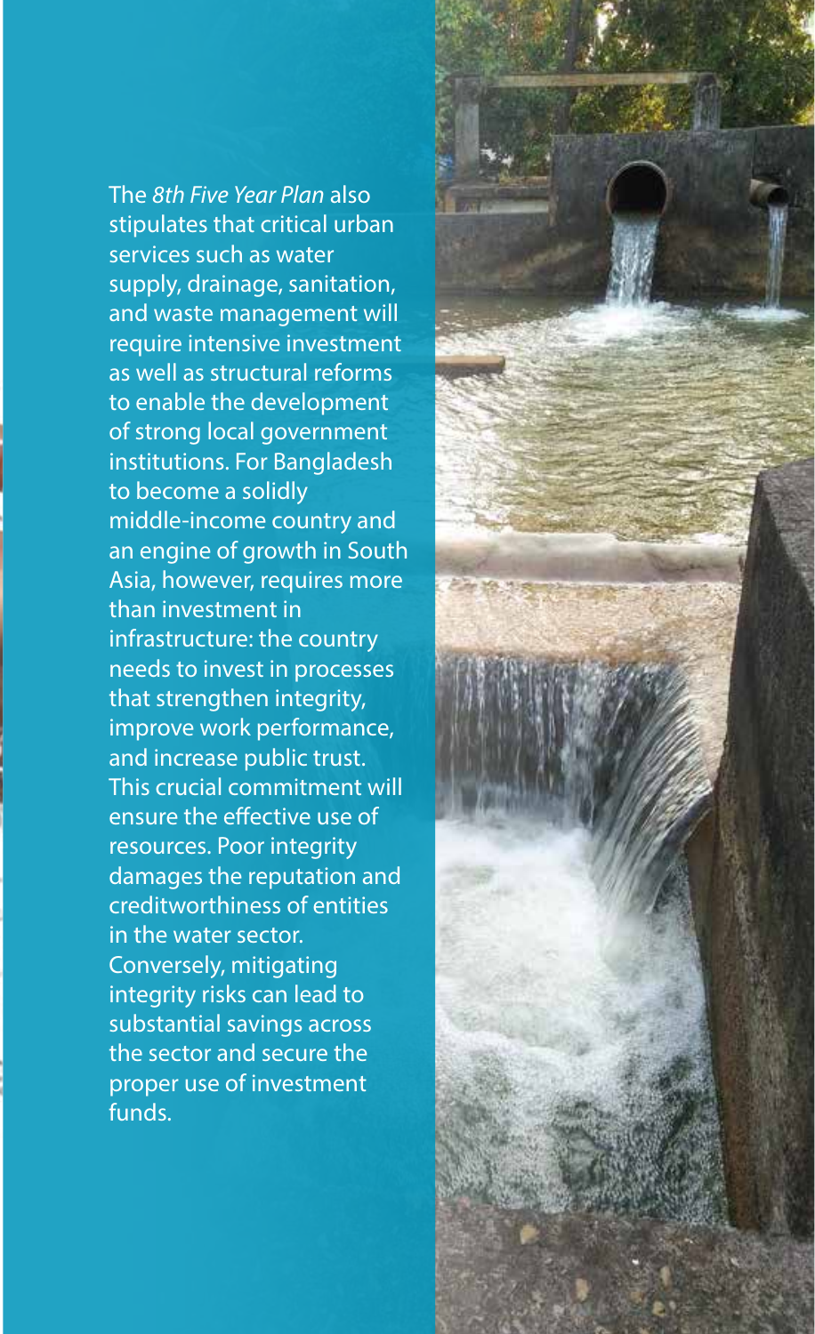The *8th Five Year Plan* also stipulates that critical urban services such as water supply, drainage, sanitation, and waste management will require intensive investment as well as structural reforms to enable the development of strong local government institutions. For Bangladesh to become a solidly middle-income country and an engine of growth in South Asia, however, requires more than investment in infrastructure: the country needs to invest in processes that strengthen integrity, improve work performance, and increase public trust. This crucial commitment will ensure the effective use of resources. Poor integrity damages the reputation and creditworthiness of entities in the water sector. Conversely, mitigating integrity risks can lead to substantial savings across the sector and secure the proper use of investment funds.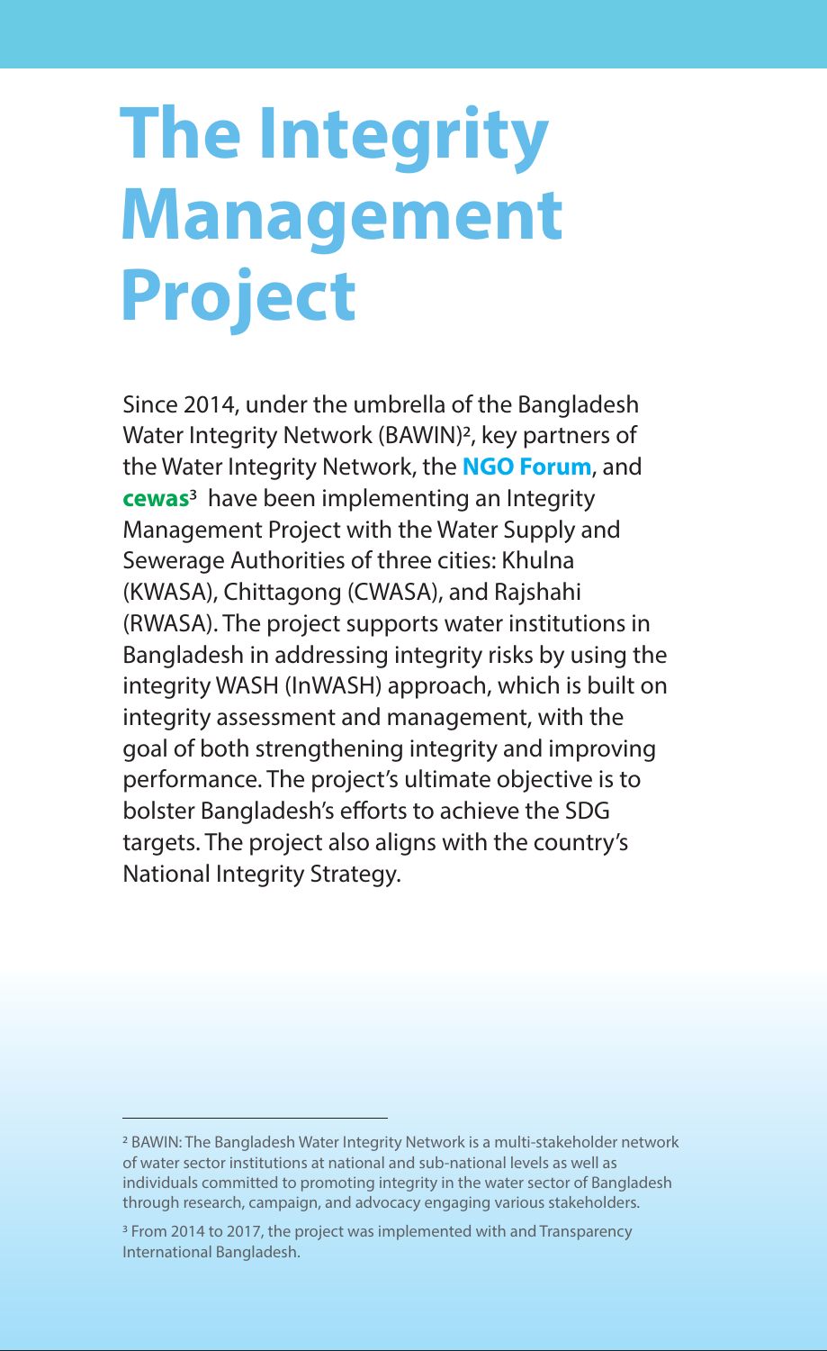# The Integrity Management Project

Since 2014, under the umbrella of the Bangladesh Water Integrity Network (BAWIN)[2], key partners of the Water Integrity Network, the **NGO Forum**, and **cewas**[3] have been implementing an Integrity Management Project with the Water Supply and Sewerage Authorities of three cities: Khulna (KWASA), Chittagong (CWASA), and Rajshahi (RWASA). The project supports water institutions in Bangladesh in addressing integrity risks by using the integrity WASH (InWASH) approach, which is built on integrity assessment and management, with the goal of both strengthening integrity and improving performance. The project's ultimate objective is to bolster Bangladesh's efforts to achieve the SDG targets. The project also aligns with the country's National Integrity Strategy.

---

[2] BAWIN: The Bangladesh Water Integrity Network is a multi-stakeholder network of water sector institutions at national and sub-national levels as well as individuals committed to promoting integrity in the water sector of Bangladesh through research, campaign, and advocacy engaging various stakeholders.

[3] From 2014 to 2017, the project was implemented with and Transparency International Bangladesh.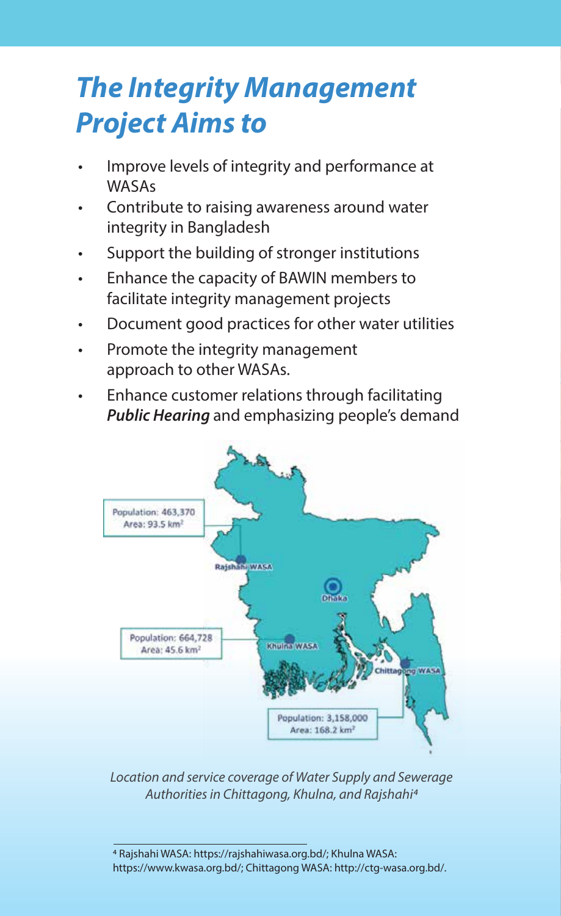# *The Integrity Management Project Aims to*

- Improve levels of integrity and performance at WASAs
- Contribute to raising awareness around water integrity in Bangladesh
- Support the building of stronger institutions
- Enhance the capacity of BAWIN members to facilitate integrity management projects
- Document good practices for other water utilities
- Promote the integrity management approach to other WASAs.
- Enhance customer relations through facilitating ***Public Hearing*** and emphasizing people's demand

Population: 463,370
Area: 93.5 km²

Rajshahi WASA

Dhaka

Population: 664,728
Area: 45.6 km²

Khulna WASA

Chittagong WASA

Population: 3,158,000
Area: 168.2 km²

*Location and service coverage of Water Supply and Sewerage Authorities in Chittagong, Khulna, and Rajshahi*[4]

[4] Rajshahi WASA: https://rajshahiwasa.org.bd/; Khulna WASA: https://www.kwasa.org.bd/; Chittagong WASA: http://ctg-wasa.org.bd/.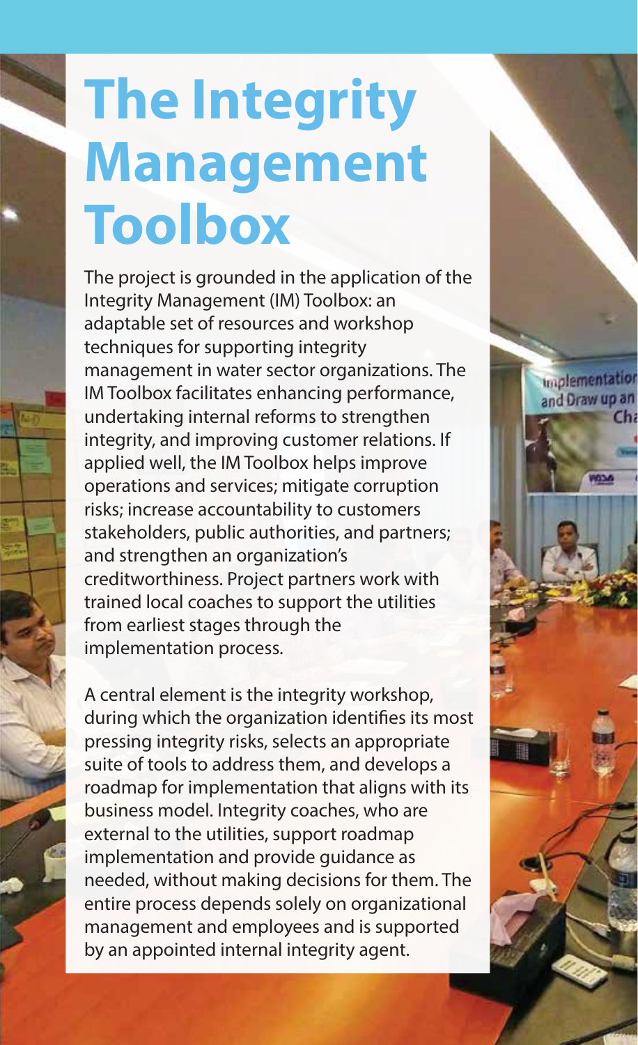# The Integrity Management Toolbox

The project is grounded in the application of the Integrity Management (IM) Toolbox: an adaptable set of resources and workshop techniques for supporting integrity management in water sector organizations. The IM Toolbox facilitates enhancing performance, undertaking internal reforms to strengthen integrity, and improving customer relations. If applied well, the IM Toolbox helps improve operations and services; mitigate corruption risks; increase accountability to customers stakeholders, public authorities, and partners; and strengthen an organization's creditworthiness. Project partners work with trained local coaches to support the utilities from earliest stages through the implementation process.

A central element is the integrity workshop, during which the organization identifies its most pressing integrity risks, selects an appropriate suite of tools to address them, and develops a roadmap for implementation that aligns with its business model. Integrity coaches, who are external to the utilities, support roadmap implementation and provide guidance as needed, without making decisions for them. The entire process depends solely on organizational management and employees and is supported by an appointed internal integrity agent.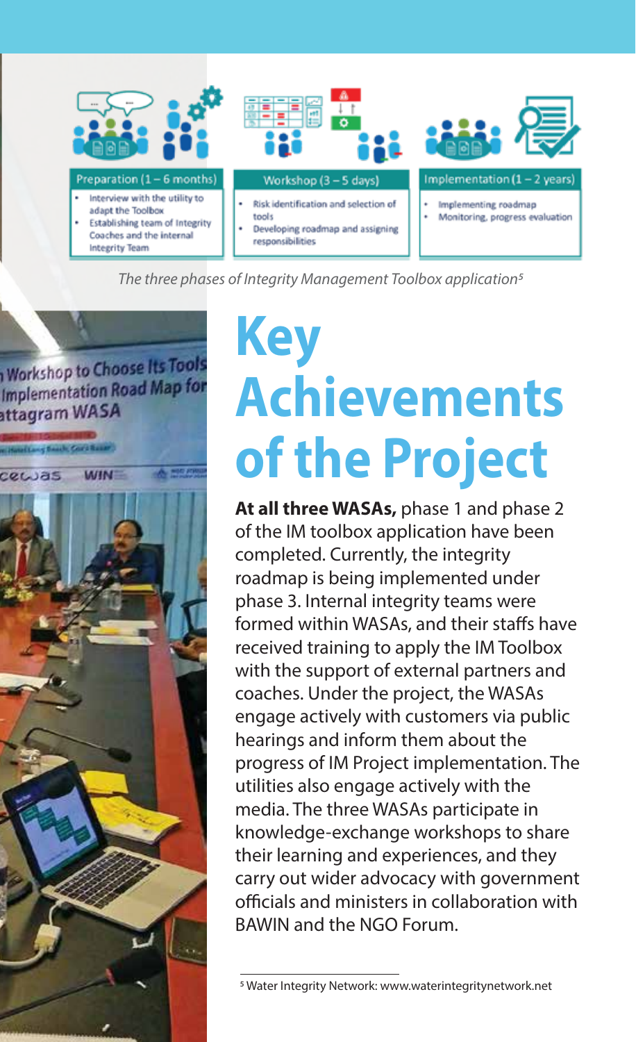Preparation (1 – 6 months)

- Interview with the utility to adapt the Toolbox
- Establishing team of Integrity Coaches and the internal Integrity Team

Workshop (3 – 5 days)

- Risk identification and selection of tools
- Developing roadmap and assigning responsibilities

Implementation (1 – 2 years)

- Implementing roadmap
- Monitoring, progress evaluation

*The three phases of Integrity Management Toolbox application[5]*

# Key Achievements of the Project

**At all three WASAs,** phase 1 and phase 2 of the IM toolbox application have been completed. Currently, the integrity roadmap is being implemented under phase 3. Internal integrity teams were formed within WASAs, and their staffs have received training to apply the IM Toolbox with the support of external partners and coaches. Under the project, the WASAs engage actively with customers via public hearings and inform them about the progress of IM Project implementation. The utilities also engage actively with the media. The three WASAs participate in knowledge-exchange workshops to share their learning and experiences, and they carry out wider advocacy with government officials and ministers in collaboration with BAWIN and the NGO Forum.

[5] Water Integrity Network: www.waterintegritynetwork.net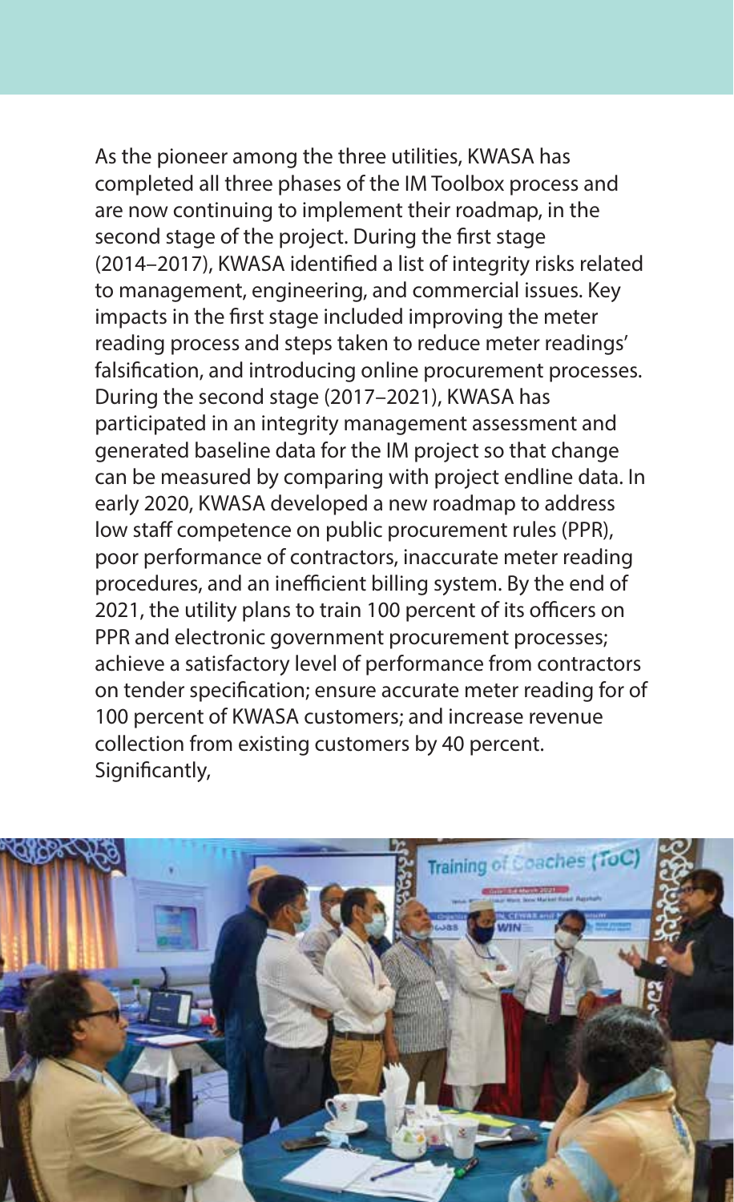As the pioneer among the three utilities, KWASA has completed all three phases of the IM Toolbox process and are now continuing to implement their roadmap, in the second stage of the project. During the first stage (2014–2017), KWASA identified a list of integrity risks related to management, engineering, and commercial issues. Key impacts in the first stage included improving the meter reading process and steps taken to reduce meter readings' falsification, and introducing online procurement processes. During the second stage (2017–2021), KWASA has participated in an integrity management assessment and generated baseline data for the IM project so that change can be measured by comparing with project endline data. In early 2020, KWASA developed a new roadmap to address low staff competence on public procurement rules (PPR), poor performance of contractors, inaccurate meter reading procedures, and an inefficient billing system. By the end of 2021, the utility plans to train 100 percent of its officers on PPR and electronic government procurement processes; achieve a satisfactory level of performance from contractors on tender specification; ensure accurate meter reading for of 100 percent of KWASA customers; and increase revenue collection from existing customers by 40 percent. Significantly,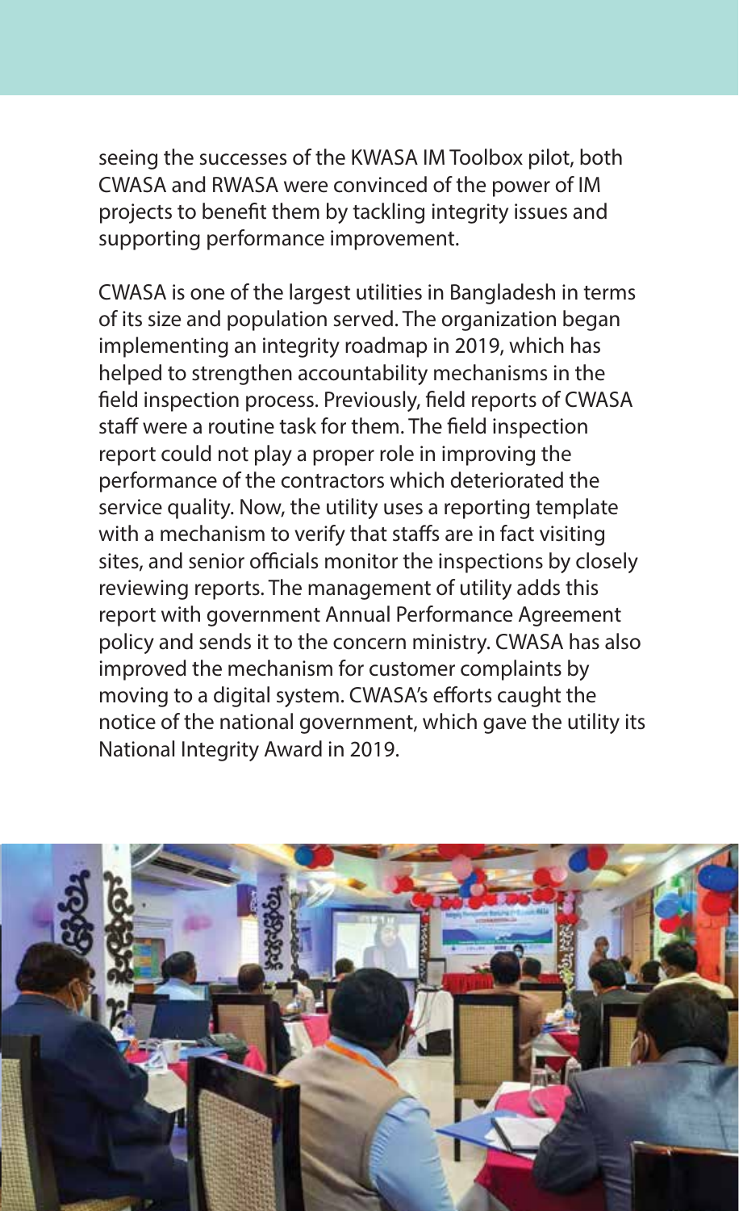seeing the successes of the KWASA IM Toolbox pilot, both CWASA and RWASA were convinced of the power of IM projects to benefit them by tackling integrity issues and supporting performance improvement.

CWASA is one of the largest utilities in Bangladesh in terms of its size and population served. The organization began implementing an integrity roadmap in 2019, which has helped to strengthen accountability mechanisms in the field inspection process. Previously, field reports of CWASA staff were a routine task for them. The field inspection report could not play a proper role in improving the performance of the contractors which deteriorated the service quality. Now, the utility uses a reporting template with a mechanism to verify that staffs are in fact visiting sites, and senior officials monitor the inspections by closely reviewing reports. The management of utility adds this report with government Annual Performance Agreement policy and sends it to the concern ministry. CWASA has also improved the mechanism for customer complaints by moving to a digital system. CWASA's efforts caught the notice of the national government, which gave the utility its National Integrity Award in 2019.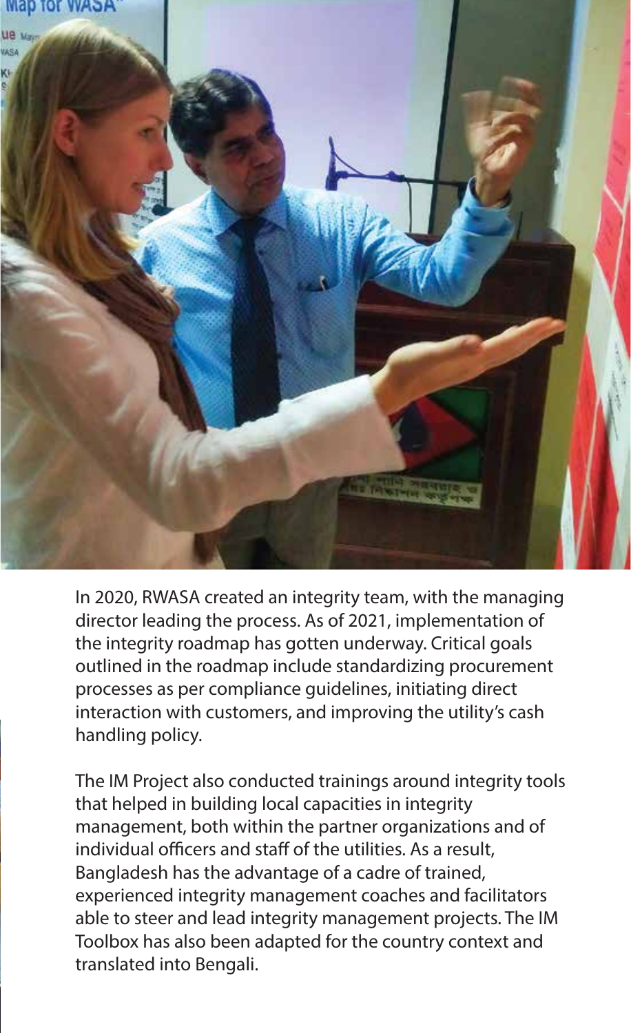In 2020, RWASA created an integrity team, with the managing director leading the process. As of 2021, implementation of the integrity roadmap has gotten underway. Critical goals outlined in the roadmap include standardizing procurement processes as per compliance guidelines, initiating direct interaction with customers, and improving the utility's cash handling policy.

The IM Project also conducted trainings around integrity tools that helped in building local capacities in integrity management, both within the partner organizations and of individual officers and staff of the utilities. As a result, Bangladesh has the advantage of a cadre of trained, experienced integrity management coaches and facilitators able to steer and lead integrity management projects. The IM Toolbox has also been adapted for the country context and translated into Bengali.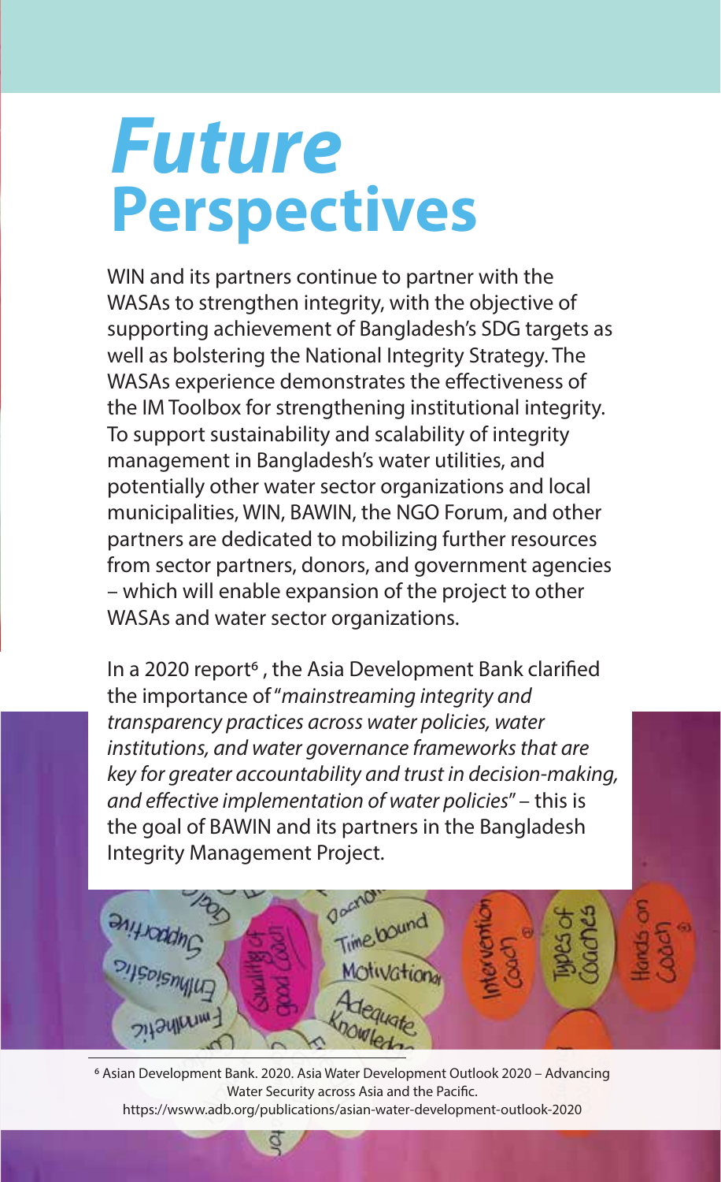# *Future* Perspectives

WIN and its partners continue to partner with the WASAs to strengthen integrity, with the objective of supporting achievement of Bangladesh's SDG targets as well as bolstering the National Integrity Strategy. The WASAs experience demonstrates the effectiveness of the IM Toolbox for strengthening institutional integrity. To support sustainability and scalability of integrity management in Bangladesh's water utilities, and potentially other water sector organizations and local municipalities, WIN, BAWIN, the NGO Forum, and other partners are dedicated to mobilizing further resources from sector partners, donors, and government agencies – which will enable expansion of the project to other WASAs and water sector organizations.

In a 2020 report[6], the Asia Development Bank clarified the importance of "*mainstreaming integrity and transparency practices across water policies, water institutions, and water governance frameworks that are key for greater accountability and trust in decision-making, and effective implementation of water policies*" – this is the goal of BAWIN and its partners in the Bangladesh Integrity Management Project.

[6] Asian Development Bank. 2020. Asia Water Development Outlook 2020 – Advancing Water Security across Asia and the Pacific. https://wsww.adb.org/publications/asian-water-development-outlook-2020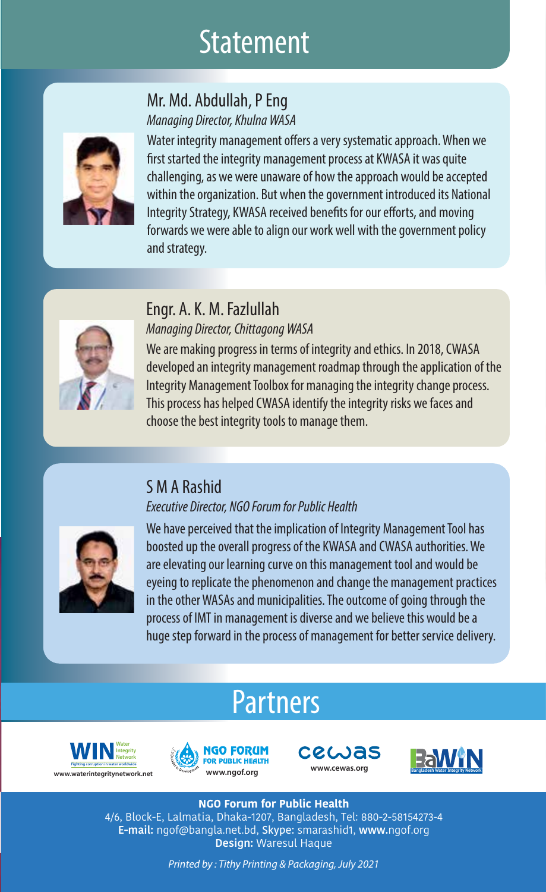# Statement

### Mr. Md. Abdullah, P Eng

*Managing Director, Khulna WASA*

Water integrity management offers a very systematic approach. When we first started the integrity management process at KWASA it was quite challenging, as we were unaware of how the approach would be accepted within the organization. But when the government introduced its National Integrity Strategy, KWASA received benefits for our efforts, and moving forwards we were able to align our work well with the government policy and strategy.

### Engr. A. K. M. Fazlullah

*Managing Director, Chittagong WASA*

We are making progress in terms of integrity and ethics. In 2018, CWASA developed an integrity management roadmap through the application of the Integrity Management Toolbox for managing the integrity change process. This process has helped CWASA identify the integrity risks we faces and choose the best integrity tools to manage them.

### S M A Rashid

*Executive Director, NGO Forum for Public Health*

We have perceived that the implication of Integrity Management Tool has boosted up the overall progress of the KWASA and CWASA authorities. We are elevating our learning curve on this management tool and would be eyeing to replicate the phenomenon and change the management practices in the other WASAs and municipalities. The outcome of going through the process of IMT in management is diverse and we believe this would be a huge step forward in the process of management for better service delivery.

# Partners

WIN Water Integrity Network – Fighting corruption in water worldwide – www.waterintegritynetwork.net

NGO Forum for Public Health – www.ngof.org

cewas – www.cewas.org

BaWIN – Bangladesh Water Integrity Network

**NGO Forum for Public Health**
4/6, Block-E, Lalmatia, Dhaka-1207, Bangladesh, Tel: 880-2-58154273-4
**E-mail:** ngof@bangla.net.bd, **Skype:** smarashid1, **www.**ngof.org
**Design:** Waresul Haque

*Printed by : Tithy Printing & Packaging, July 2021*